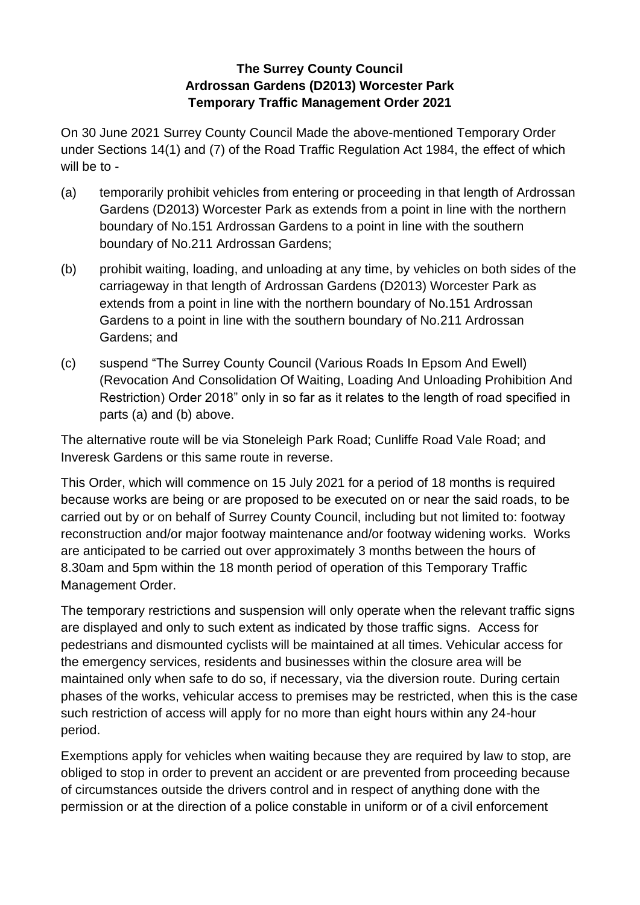**The Surrey County Council**
**Ardrossan Gardens (D2013) Worcester Park**
**Temporary Traffic Management Order 2021**

On 30 June 2021 Surrey County Council Made the above-mentioned Temporary Order under Sections 14(1) and (7) of the Road Traffic Regulation Act 1984, the effect of which will be to -

(a) temporarily prohibit vehicles from entering or proceeding in that length of Ardrossan Gardens (D2013) Worcester Park as extends from a point in line with the northern boundary of No.151 Ardrossan Gardens to a point in line with the southern boundary of No.211 Ardrossan Gardens;

(b) prohibit waiting, loading, and unloading at any time, by vehicles on both sides of the carriageway in that length of Ardrossan Gardens (D2013) Worcester Park as extends from a point in line with the northern boundary of No.151 Ardrossan Gardens to a point in line with the southern boundary of No.211 Ardrossan Gardens; and

(c) suspend "The Surrey County Council (Various Roads In Epsom And Ewell) (Revocation And Consolidation Of Waiting, Loading And Unloading Prohibition And Restriction) Order 2018" only in so far as it relates to the length of road specified in parts (a) and (b) above.

The alternative route will be via Stoneleigh Park Road; Cunliffe Road Vale Road; and Inveresk Gardens or this same route in reverse.

This Order, which will commence on 15 July 2021 for a period of 18 months is required because works are being or are proposed to be executed on or near the said roads, to be carried out by or on behalf of Surrey County Council, including but not limited to: footway reconstruction and/or major footway maintenance and/or footway widening works. Works are anticipated to be carried out over approximately 3 months between the hours of 8.30am and 5pm within the 18 month period of operation of this Temporary Traffic Management Order.

The temporary restrictions and suspension will only operate when the relevant traffic signs are displayed and only to such extent as indicated by those traffic signs. Access for pedestrians and dismounted cyclists will be maintained at all times. Vehicular access for the emergency services, residents and businesses within the closure area will be maintained only when safe to do so, if necessary, via the diversion route. During certain phases of the works, vehicular access to premises may be restricted, when this is the case such restriction of access will apply for no more than eight hours within any 24-hour period.

Exemptions apply for vehicles when waiting because they are required by law to stop, are obliged to stop in order to prevent an accident or are prevented from proceeding because of circumstances outside the drivers control and in respect of anything done with the permission or at the direction of a police constable in uniform or of a civil enforcement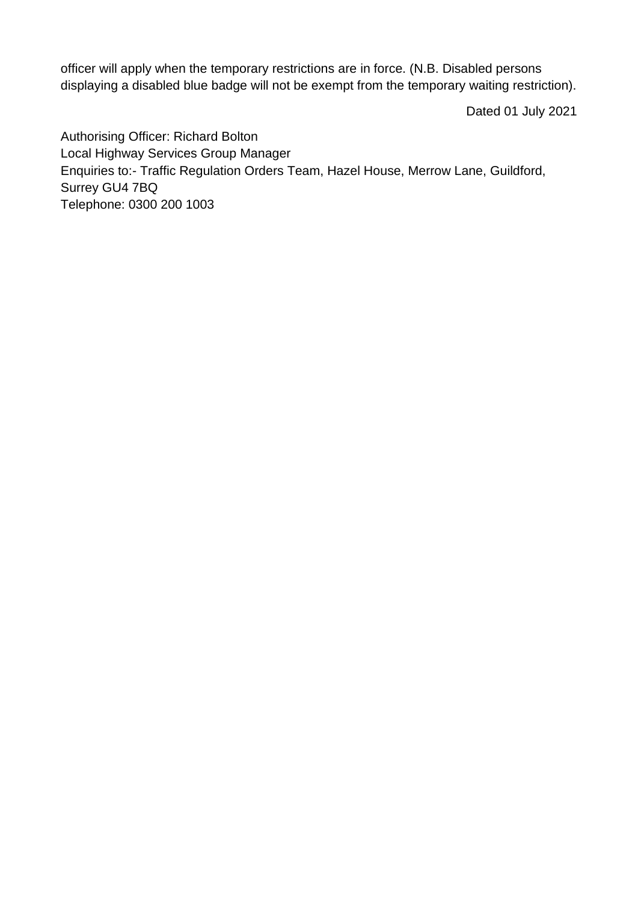officer will apply when the temporary restrictions are in force. (N.B. Disabled persons displaying a disabled blue badge will not be exempt from the temporary waiting restriction).

Dated 01 July 2021

Authorising Officer: Richard Bolton
Local Highway Services Group Manager
Enquiries to:- Traffic Regulation Orders Team, Hazel House, Merrow Lane, Guildford, Surrey GU4 7BQ
Telephone: 0300 200 1003